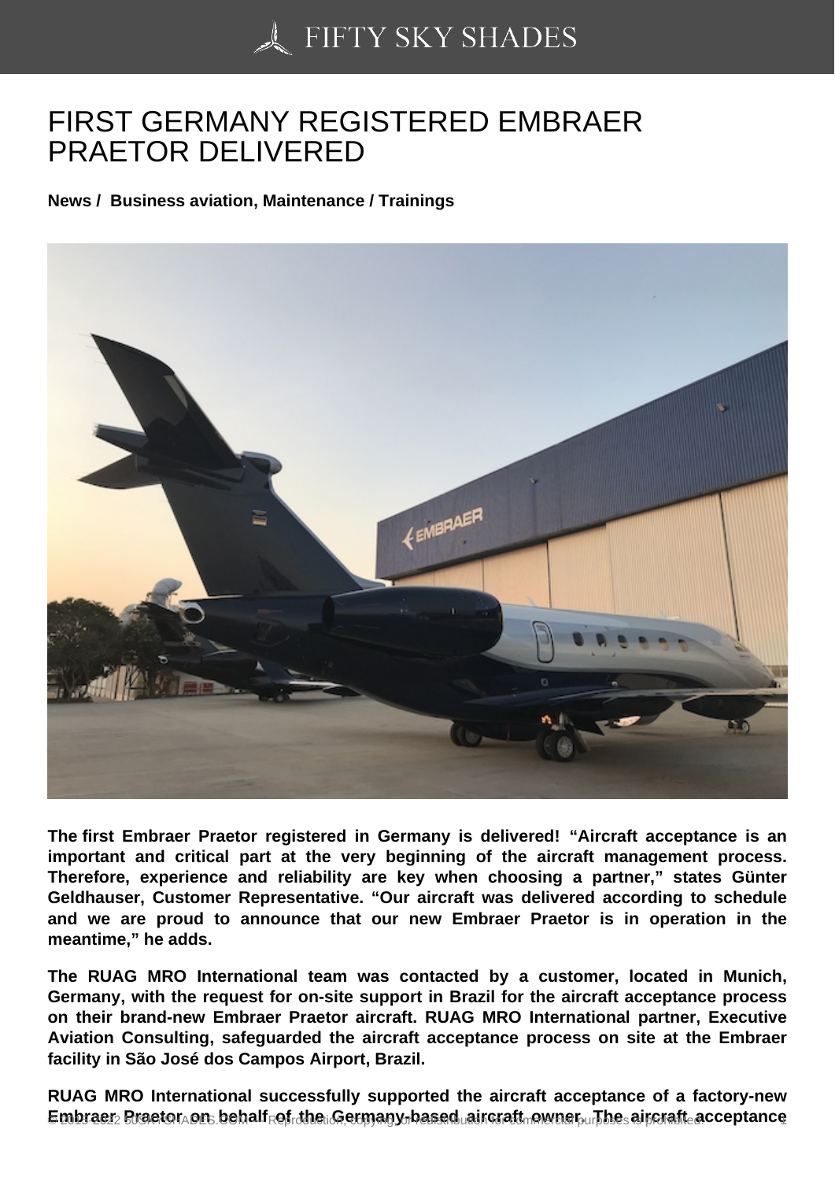# FIRST GERMANY REGISTERED EMBRAER PRAETOR DELIVERED

**News / Business aviation, Maintenance / Trainings**

**The first Embraer Praetor registered in Germany is delivered! "Aircraft acceptance is an important and critical part at the very beginning of the aircraft management process. Therefore, experience and reliability are key when choosing a partner," states Günter Geldhauser, Customer Representative. "Our aircraft was delivered according to schedule and we are proud to announce that our new Embraer Praetor is in operation in the meantime," he adds.**

**The RUAG MRO International team was contacted by a customer, located in Munich, Germany, with the request for on-site support in Brazil for the aircraft acceptance process on their brand-new Embraer Praetor aircraft. RUAG MRO International partner, Executive Aviation Consulting, safeguarded the aircraft acceptance process on site at the Embraer facility in São José dos Campos Airport, Brazil.**

**RUAG MRO International successfully supported the aircraft acceptance of a factory-new Embraer Praetor on behalf of the Germany-based aircraft owner. The aircraft acceptance**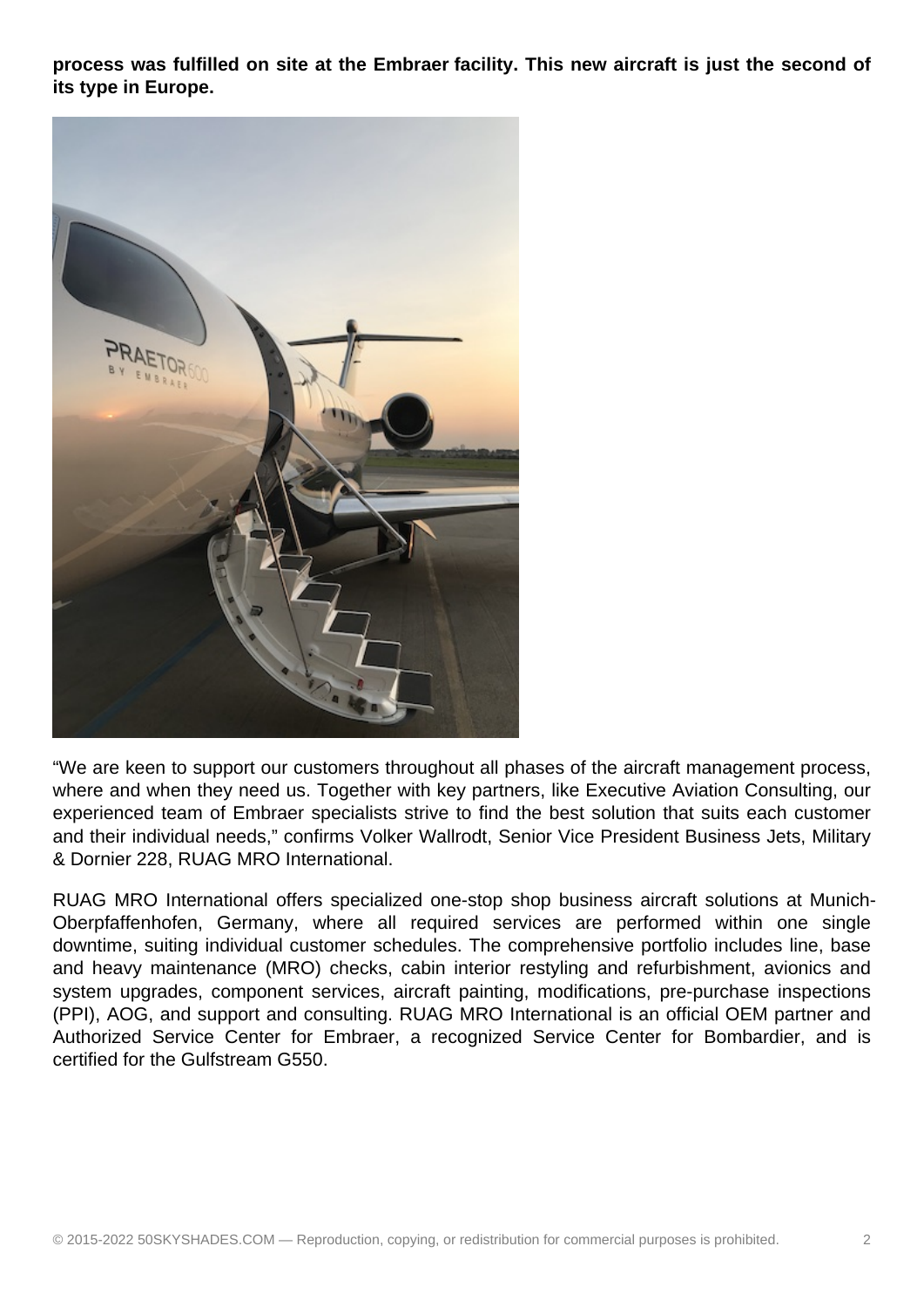**process was fulfilled on site at the Embraer facility. This new aircraft is just the second of its type in Europe.**

“We are keen to support our customers throughout all phases of the aircraft management process, where and when they need us. Together with key partners, like Executive Aviation Consulting, our experienced team of Embraer specialists strive to find the best solution that suits each customer and their individual needs,” confirms Volker Wallrodt, Senior Vice President Business Jets, Military & Dornier 228, RUAG MRO International.

RUAG MRO International offers specialized one-stop shop business aircraft solutions at Munich-Oberpfaffenhofen, Germany, where all required services are performed within one single downtime, suiting individual customer schedules. The comprehensive portfolio includes line, base and heavy maintenance (MRO) checks, cabin interior restyling and refurbishment, avionics and system upgrades, component services, aircraft painting, modifications, pre-purchase inspections (PPI), AOG, and support and consulting. RUAG MRO International is an official OEM partner and Authorized Service Center for Embraer, a recognized Service Center for Bombardier, and is certified for the Gulfstream G550.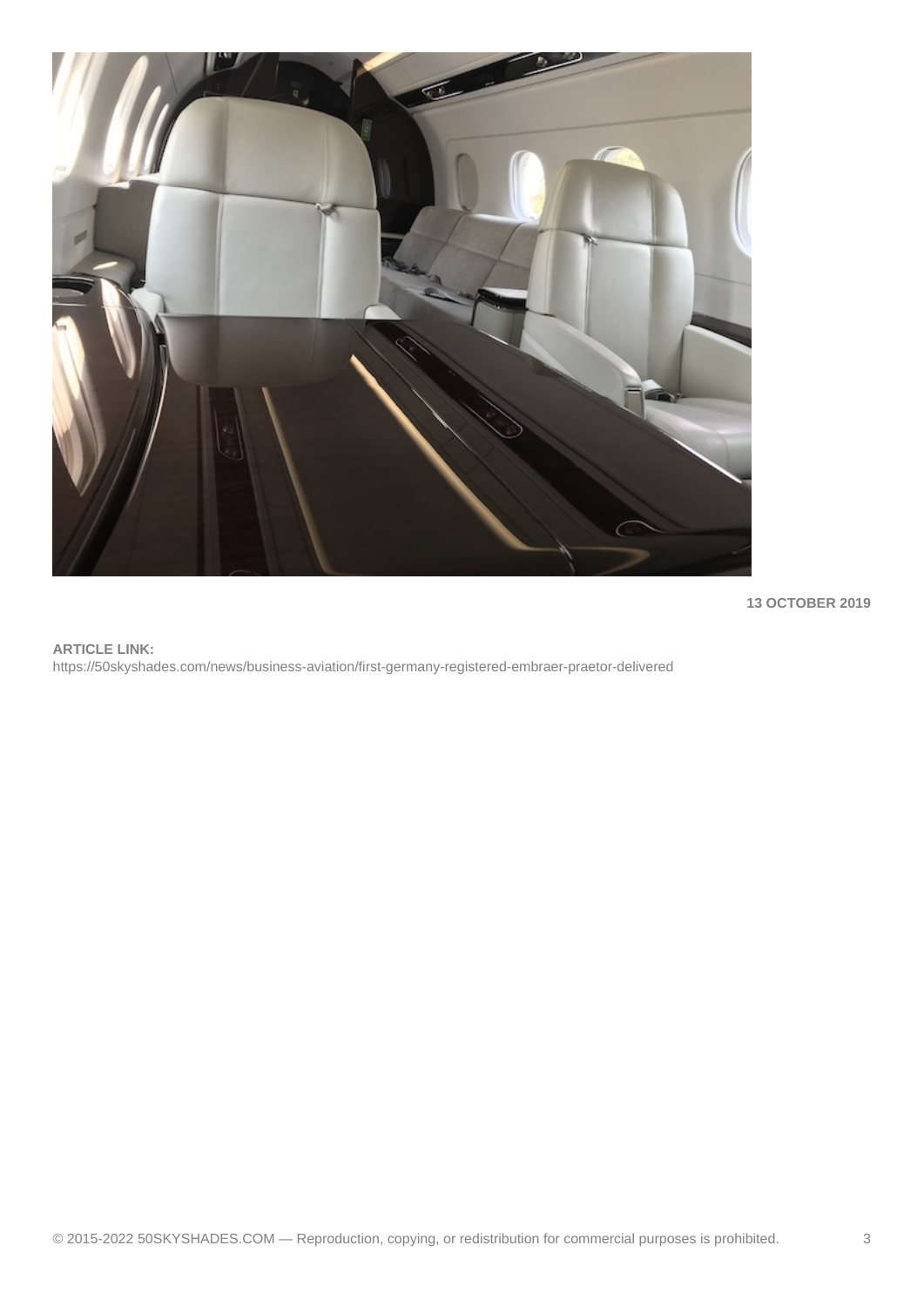**13 OCTOBER 2019**

**ARTICLE LINK:**
https://50skyshades.com/news/business-aviation/first-germany-registered-embraer-praetor-delivered

© 2015-2022 50SKYSHADES.COM — Reproduction, copying, or redistribution for commercial purposes is prohibited.